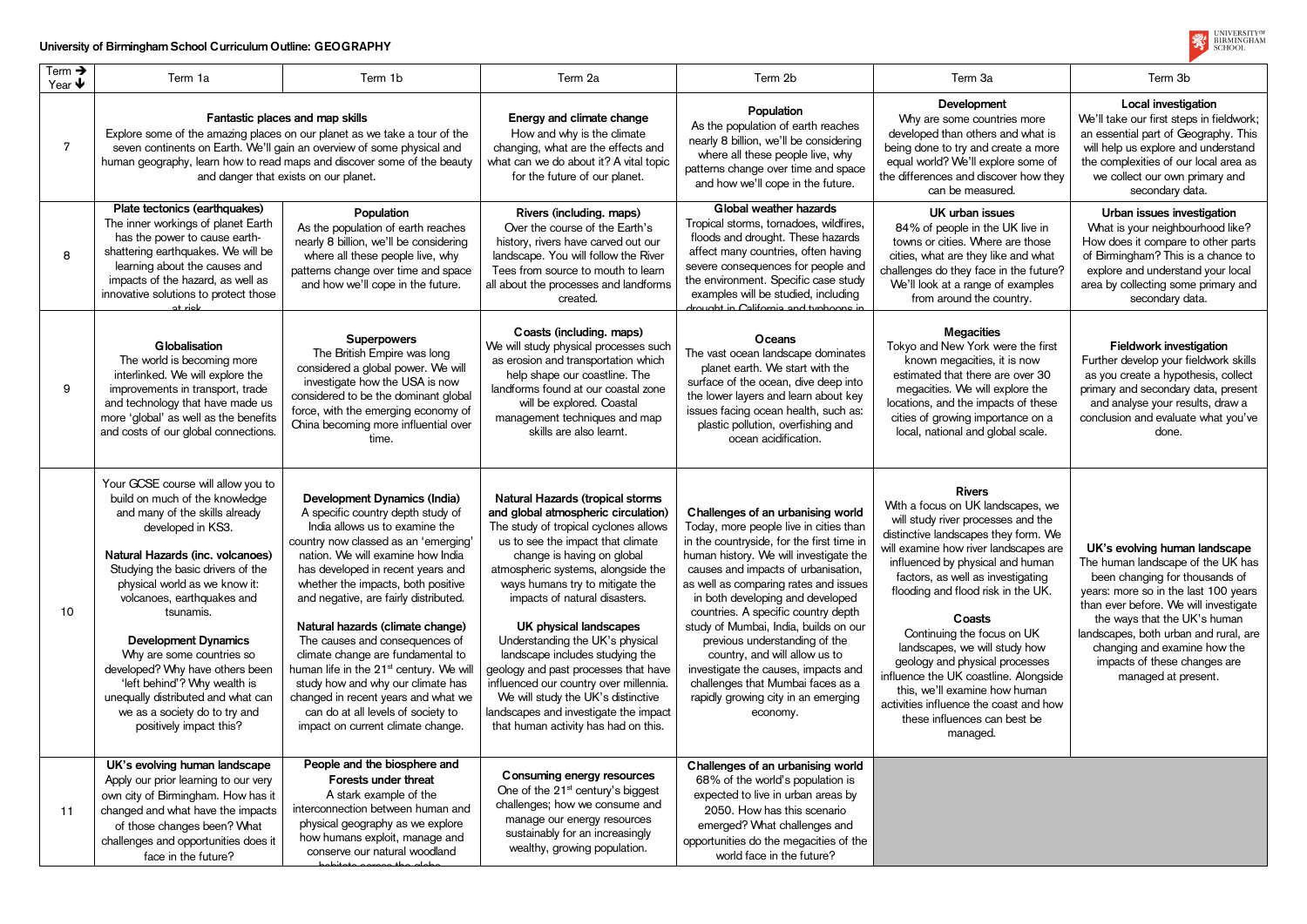## University of Birmingham School Curriculum Outline: GEOGRAPHY

| Term → Year ↓ | Term 1a | Term 1b | Term 2a | Term 2b | Term 3a | Term 3b |
|---|---|---|---|---|---|---|
| 7 | **Fantastic places and map skills** Explore some of the amazing places on our planet as we take a tour of the seven continents on Earth. We'll gain an overview of some physical and human geography, learn how to read maps and discover some of the beauty and danger that exists on our planet. | | **Energy and climate change** How and why is the climate changing, what are the effects and what can we do about it? A vital topic for the future of our planet. | **Population** As the population of earth reaches nearly 8 billion, we'll be considering where all these people live, why patterns change over time and space and how we'll cope in the future. | **Development** Why are some countries more developed than others and what is being done to try and create a more equal world? We'll explore some of the differences and discover how they can be measured. | **Local investigation** We'll take our first steps in fieldwork; an essential part of Geography. This will help us explore and understand the complexities of our local area as we collect our own primary and secondary data. |
| 8 | **Plate tectonics (earthquakes)** The inner workings of planet Earth has the power to cause earth-shattering earthquakes. We will be learning about the causes and impacts of the hazard, as well as innovative solutions to protect those at risk | **Population** As the population of earth reaches nearly 8 billion, we'll be considering where all these people live, why patterns change over time and space and how we'll cope in the future. | **Rivers (including. maps)** Over the course of the Earth's history, rivers have carved out our landscape. You will follow the River Tees from source to mouth to learn all about the processes and landforms created. | **Global weather hazards** Tropical storms, tornadoes, wildfires, floods and drought. These hazards affect many countries, often having severe consequences for people and the environment. Specific case study examples will be studied, including drought in California and typhoons in | **UK urban issues** 84% of people in the UK live in towns or cities. Where are those cities, what are they like and what challenges do they face in the future? We'll look at a range of examples from around the country. | **Urban issues investigation** What is your neighbourhood like? How does it compare to other parts of Birmingham? This is a chance to explore and understand your local area by collecting some primary and secondary data. |
| 9 | **Globalisation** The world is becoming more interlinked. We will explore the improvements in transport, trade and technology that have made us more 'global' as well as the benefits and costs of our global connections. | **Superpowers** The British Empire was long considered a global power. We will investigate how the USA is now considered to be the dominant global force, with the emerging economy of China becoming more influential over time. | **Coasts (including. maps)** We will study physical processes such as erosion and transportation which help shape our coastline. The landforms found at our coastal zone will be explored. Coastal management techniques and map skills are also learnt. | **Oceans** The vast ocean landscape dominates planet earth. We start with the surface of the ocean, dive deep into the lower layers and learn about key issues facing ocean health, such as: plastic pollution, overfishing and ocean acidification. | **Megacities** Tokyo and New York were the first known megacities, it is now estimated that there are over 30 megacities. We will explore the locations, and the impacts of these cities of growing importance on a local, national and global scale. | **Fieldwork investigation** Further develop your fieldwork skills as you create a hypothesis, collect primary and secondary data, present and analyse your results, draw a conclusion and evaluate what you've done. |
| 10 | Your GCSE course will allow you to build on much of the knowledge and many of the skills already developed in KS3. **Natural Hazards (inc. volcanoes)** Studying the basic drivers of the physical world as we know it: volcanoes, earthquakes and tsunamis. **Development Dynamics** Why are some countries so developed? Why have others been 'left behind'? Why wealth is unequally distributed and what can we as a society do to try and positively impact this? | **Development Dynamics (India)** A specific country depth study of India allows us to examine the country now classed as an 'emerging' nation. We will examine how India has developed in recent years and whether the impacts, both positive and negative, are fairly distributed. **Natural hazards (climate change)** The causes and consequences of climate change are fundamental to human life in the 21st century. We will study how and why our climate has changed in recent years and what we can do at all levels of society to impact on current climate change. | **Natural Hazards (tropical storms and global atmospheric circulation)** The study of tropical cyclones allows us to see the impact that climate change is having on global atmospheric systems, alongside the ways humans try to mitigate the impacts of natural disasters. **UK physical landscapes** Understanding the UK's physical landscape includes studying the geology and past processes that have influenced our country over millennia. We will study the UK's distinctive landscapes and investigate the impact that human activity has had on this. | **Challenges of an urbanising world** Today, more people live in cities than in the countryside, for the first time in human history. We will investigate the causes and impacts of urbanisation, as well as comparing rates and issues in both developing and developed countries. A specific country depth study of Mumbai, India, builds on our previous understanding of the country, and will allow us to investigate the causes, impacts and challenges that Mumbai faces as a rapidly growing city in an emerging economy. | **Rivers** With a focus on UK landscapes, we will study river processes and the distinctive landscapes they form. We will examine how river landscapes are influenced by physical and human factors, as well as investigating flooding and flood risk in the UK. **Coasts** Continuing the focus on UK landscapes, we will study how geology and physical processes influence the UK coastline. Alongside this, we'll examine how human activities influence the coast and how these influences can best be managed. | **UK's evolving human landscape** The human landscape of the UK has been changing for thousands of years: more so in the last 100 years than ever before. We will investigate the ways that the UK's human landscapes, both urban and rural, are changing and examine how the impacts of these changes are managed at present. |
| 11 | **UK's evolving human landscape** Apply our prior learning to our very own city of Birmingham. How has it changed and what have the impacts of those changes been? What challenges and opportunities does it face in the future? | **People and the biosphere and Forests under threat** A stark example of the interconnection between human and physical geography as we explore how humans exploit, manage and conserve our natural woodland habitats across the globe | **Consuming energy resources** One of the 21st century's biggest challenges; how we consume and manage our energy resources sustainably for an increasingly wealthy, growing population. | **Challenges of an urbanising world** 68% of the world's population is expected to live in urban areas by 2050. How has this scenario emerged? What challenges and opportunities do the megacities of the world face in the future? | | |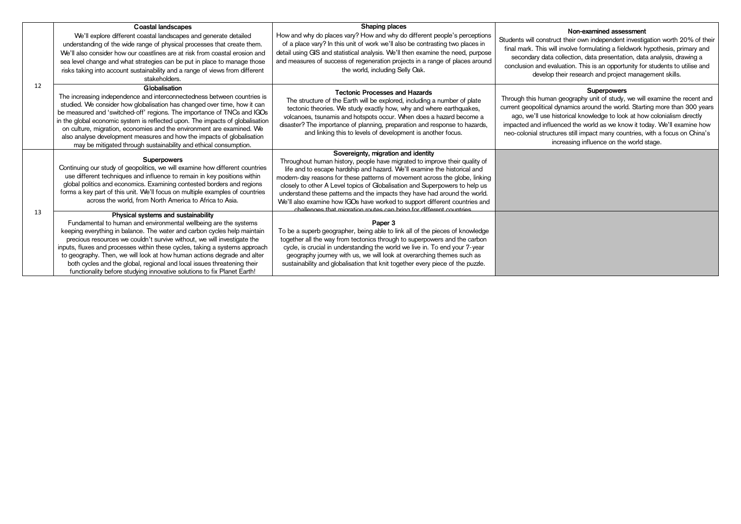| | | | |
|---|---|---|---|
| 12 | **Coastal landscapes**<br>We'll explore different coastal landscapes and generate detailed understanding of the wide range of physical processes that create them. We'll also consider how our coastlines are at risk from coastal erosion and sea level change and what strategies can be put in place to manage those risks taking into account sustainability and a range of views from different stakeholders. | **Shaping places**<br>How and why do places vary? How and why do different people's perceptions of a place vary? In this unit of work we'll also be contrasting two places in detail using GIS and statistical analysis. We'll then examine the need, purpose and measures of success of regeneration projects in a range of places around the world, including Selly Oak. | **Non-examined assessment**<br>Students will construct their own independent investigation worth 20% of their final mark. This will involve formulating a fieldwork hypothesis, primary and secondary data collection, data presentation, data analysis, drawing a conclusion and evaluation. This is an opportunity for students to utilise and develop their research and project management skills. |
| | **Globalisation**<br>The increasing independence and interconnectedness between countries is studied. We consider how globalisation has changed over time, how it can be measured and 'switched-off' regions. The importance of TNCs and IGOs in the global economic system is reflected upon. The impacts of globalisation on culture, migration, economies and the environment are examined. We also analyse development measures and how the impacts of globalisation may be mitigated through sustainability and ethical consumption. | **Tectonic Processes and Hazards**<br>The structure of the Earth will be explored, including a number of plate tectonic theories. We study exactly how, why and where earthquakes, volcanoes, tsunamis and hotspots occur. When does a hazard become a disaster? The importance of planning, preparation and response to hazards, and linking this to levels of development is another focus. | **Superpowers**<br>Through this human geography unit of study, we will examine the recent and current geopolitical dynamics around the world. Starting more than 300 years ago, we'll use historical knowledge to look at how colonialism directly impacted and influenced the world as we know it today. We'll examine how neo-colonial structures still impact many countries, with a focus on China's increasing influence on the world stage. |
| 13 | **Superpowers**<br>Continuing our study of geopolitics, we will examine how different countries use different techniques and influence to remain in key positions within global politics and economics. Examining contested borders and regions forms a key part of this unit. We'll focus on multiple examples of countries across the world, from North America to Africa to Asia. | **Sovereignty, migration and identity**<br>Throughout human history, people have migrated to improve their quality of life and to escape hardship and hazard. We'll examine the historical and modern-day reasons for these patterns of movement across the globe, linking closely to other A Level topics of Globalisation and Superpowers to help us understand these patterns and the impacts they have had around the world. We'll also examine how IGOs have worked to support different countries and challenges that migration routes can bring for different countries | |
| | **Physical systems and sustainability**<br>Fundamental to human and environmental wellbeing are the systems keeping everything in balance. The water and carbon cycles help maintain precious resources we couldn't survive without, we will investigate the inputs, fluxes and processes within these cycles, taking a systems approach to geography. Then, we will look at how human actions degrade and alter both cycles and the global, regional and local issues threatening their functionality before studying innovative solutions to fix Planet Earth! | **Paper 3**<br>To be a superb geographer, being able to link all of the pieces of knowledge together all the way from tectonics through to superpowers and the carbon cycle, is crucial in understanding the world we live in. To end your 7-year geography journey with us, we will look at overarching themes such as sustainability and globalisation that knit together every piece of the puzzle. | |